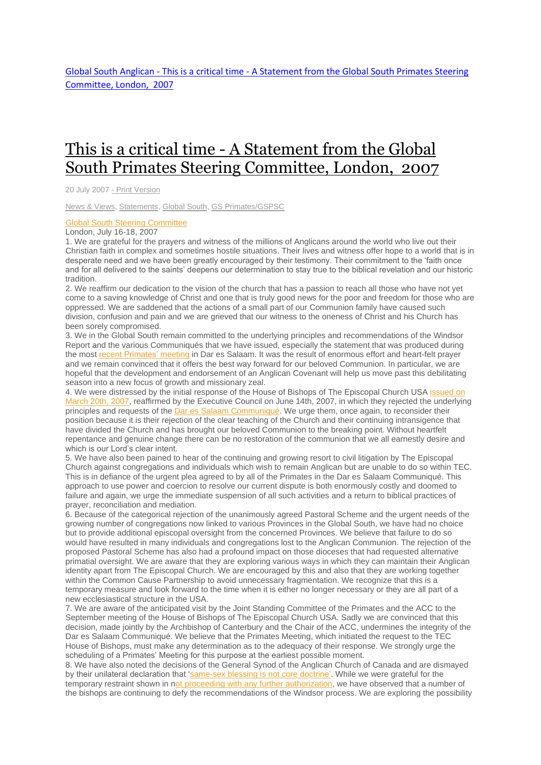Global South Anglican - This is a critical time - A Statement from the Global South Primates Steering Committee, London, 2007

# This is a critical time - A Statement from the Global South Primates Steering Committee, London, 2007

20 July 2007 - Print Version

News & Views, Statements, Global South, GS Primates/GSPSC

Global South Steering Committee
London, July 16-18, 2007

1. We are grateful for the prayers and witness of the millions of Anglicans around the world who live out their Christian faith in complex and sometimes hostile situations. Their lives and witness offer hope to a world that is in desperate need and we have been greatly encouraged by their testimony. Their commitment to the 'faith once and for all delivered to the saints' deepens our determination to stay true to the biblical revelation and our historic tradition.

2. We reaffirm our dedication to the vision of the church that has a passion to reach all those who have not yet come to a saving knowledge of Christ and one that is truly good news for the poor and freedom for those who are oppressed. We are saddened that the actions of a small part of our Communion family have caused such division, confusion and pain and we are grieved that our witness to the oneness of Christ and his Church has been sorely compromised.

3. We in the Global South remain committed to the underlying principles and recommendations of the Windsor Report and the various Communiqués that we have issued, especially the statement that was produced during the most recent Primates' meeting in Dar es Salaam. It was the result of enormous effort and heart-felt prayer and we remain convinced that it offers the best way forward for our beloved Communion. In particular, we are hopeful that the development and endorsement of an Anglican Covenant will help us move past this debilitating season into a new focus of growth and missionary zeal.

4. We were distressed by the initial response of the House of Bishops of The Episcopal Church USA issued on March 20th, 2007, reaffirmed by the Executive Council on June 14th, 2007, in which they rejected the underlying principles and requests of the Dar es Salaam Communiqué. We urge them, once again, to reconsider their position because it is their rejection of the clear teaching of the Church and their continuing intransigence that have divided the Church and has brought our beloved Communion to the breaking point. Without heartfelt repentance and genuine change there can be no restoration of the communion that we all earnestly desire and which is our Lord's clear intent.

5. We have also been pained to hear of the continuing and growing resort to civil litigation by The Episcopal Church against congregations and individuals which wish to remain Anglican but are unable to do so within TEC. This is in defiance of the urgent plea agreed to by all of the Primates in the Dar es Salaam Communiqué. This approach to use power and coercion to resolve our current dispute is both enormously costly and doomed to failure and again, we urge the immediate suspension of all such activities and a return to biblical practices of prayer, reconciliation and mediation.

6. Because of the categorical rejection of the unanimously agreed Pastoral Scheme and the urgent needs of the growing number of congregations now linked to various Provinces in the Global South, we have had no choice but to provide additional episcopal oversight from the concerned Provinces. We believe that failure to do so would have resulted in many individuals and congregations lost to the Anglican Communion. The rejection of the proposed Pastoral Scheme has also had a profound impact on those dioceses that had requested alternative primatial oversight. We are aware that they are exploring various ways in which they can maintain their Anglican identity apart from The Episcopal Church. We are encouraged by this and also that they are working together within the Common Cause Partnership to avoid unnecessary fragmentation. We recognize that this is a temporary measure and look forward to the time when it is either no longer necessary or they are all part of a new ecclesiastical structure in the USA.

7. We are aware of the anticipated visit by the Joint Standing Committee of the Primates and the ACC to the September meeting of the House of Bishops of The Episcopal Church USA. Sadly we are convinced that this decision, made jointly by the Archbishop of Canterbury and the Chair of the ACC, undermines the integrity of the Dar es Salaam Communiqué. We believe that the Primates Meeting, which initiated the request to the TEC House of Bishops, must make any determination as to the adequacy of their response. We strongly urge the scheduling of a Primates' Meeting for this purpose at the earliest possible moment.

8. We have also noted the decisions of the General Synod of the Anglican Church of Canada and are dismayed by their unilateral declaration that 'same-sex blessing is not core doctrine'. While we were grateful for the temporary restraint shown in not proceeding with any further authorization, we have observed that a number of the bishops are continuing to defy the recommendations of the Windsor process. We are exploring the possibility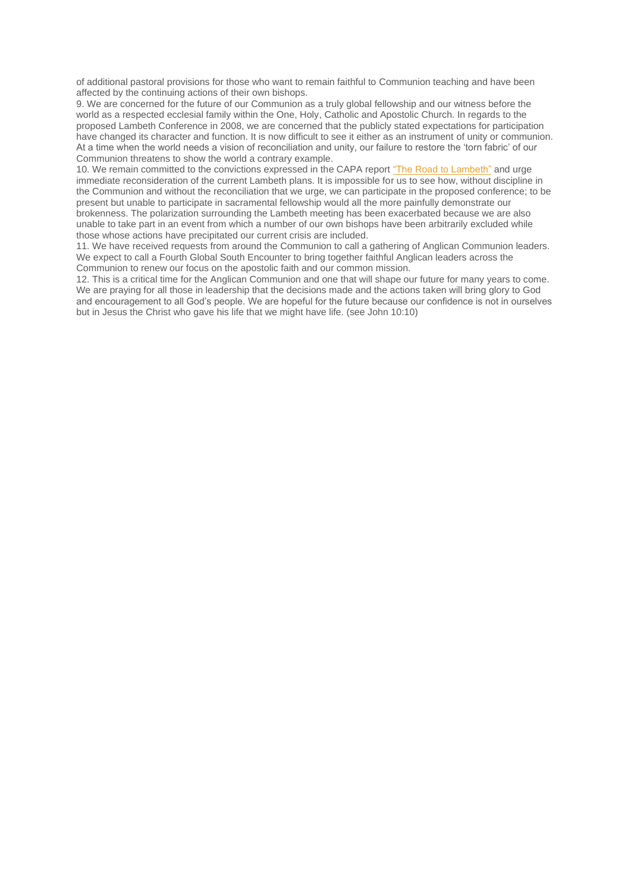of additional pastoral provisions for those who want to remain faithful to Communion teaching and have been affected by the continuing actions of their own bishops.

9. We are concerned for the future of our Communion as a truly global fellowship and our witness before the world as a respected ecclesial family within the One, Holy, Catholic and Apostolic Church. In regards to the proposed Lambeth Conference in 2008, we are concerned that the publicly stated expectations for participation have changed its character and function. It is now difficult to see it either as an instrument of unity or communion. At a time when the world needs a vision of reconciliation and unity, our failure to restore the 'torn fabric' of our Communion threatens to show the world a contrary example.

10. We remain committed to the convictions expressed in the CAPA report "The Road to Lambeth" and urge immediate reconsideration of the current Lambeth plans. It is impossible for us to see how, without discipline in the Communion and without the reconciliation that we urge, we can participate in the proposed conference; to be present but unable to participate in sacramental fellowship would all the more painfully demonstrate our brokenness. The polarization surrounding the Lambeth meeting has been exacerbated because we are also unable to take part in an event from which a number of our own bishops have been arbitrarily excluded while those whose actions have precipitated our current crisis are included.

11. We have received requests from around the Communion to call a gathering of Anglican Communion leaders. We expect to call a Fourth Global South Encounter to bring together faithful Anglican leaders across the Communion to renew our focus on the apostolic faith and our common mission.

12. This is a critical time for the Anglican Communion and one that will shape our future for many years to come. We are praying for all those in leadership that the decisions made and the actions taken will bring glory to God and encouragement to all God's people. We are hopeful for the future because our confidence is not in ourselves but in Jesus the Christ who gave his life that we might have life. (see John 10:10)